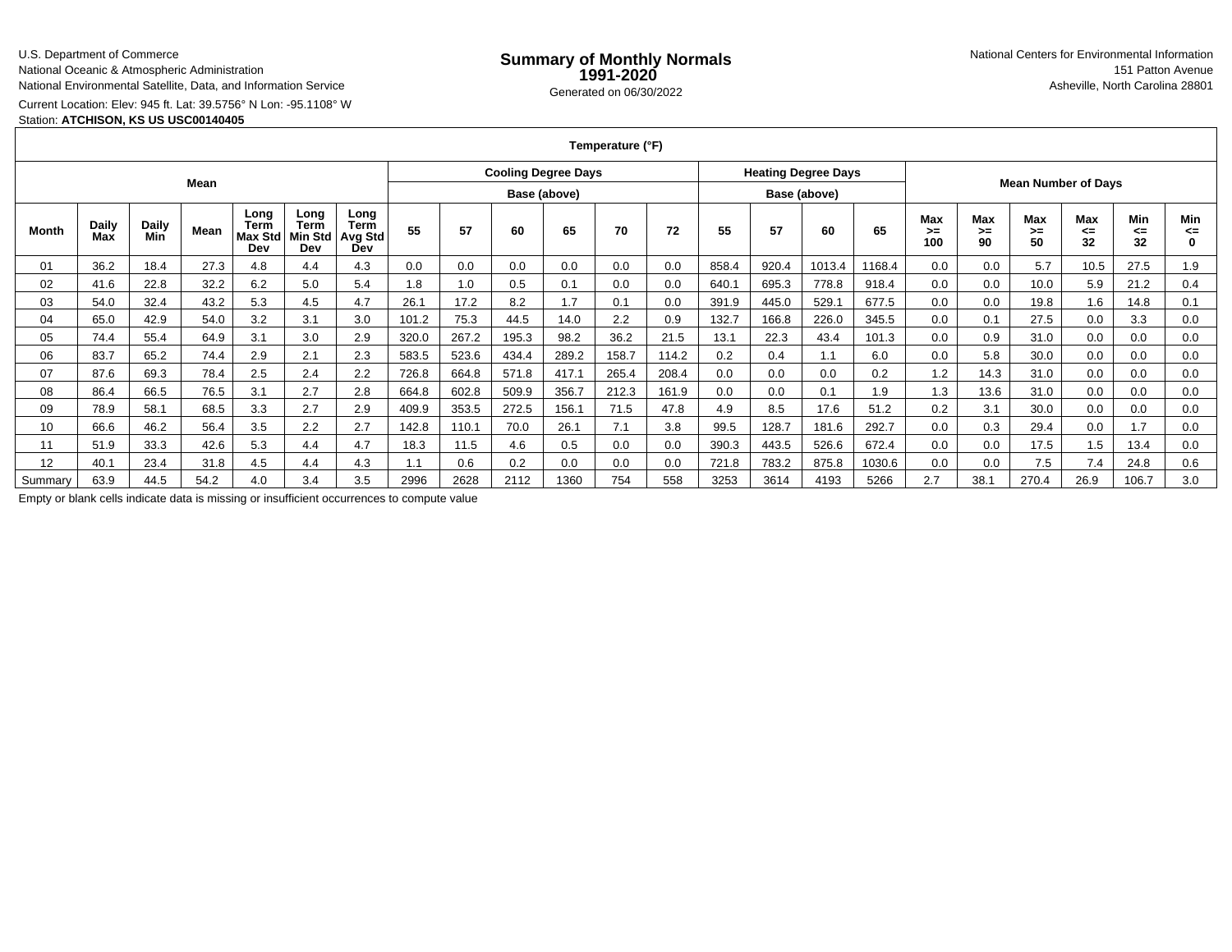U.S. Department of Commerce
National Oceanic & Atmospheric Administration
National Environmental Satellite, Data, and Information Service

# Summary of Monthly Normals 1991-2020

Generated on 06/30/2022

National Centers for Environmental Information
151 Patton Avenue
Asheville, North Carolina 28801

Current Location: Elev: 945 ft. Lat: 39.5756° N Lon: -95.1108° W
Station: **ATCHISON, KS US USC00140405**

| Temperature (°F) | | | | | | | | | | | | | | | | | | | | | | |
|---|---|---|---|---|---|---|---|---|---|---|---|---|---|---|---|---|---|---|---|---|---|---|
| Mean | | | | | | | Cooling Degree Days Base (above) | | | | | | Heating Degree Days Base (above) | | | | Mean Number of Days | | | | | |
| Month | Daily Max | Daily Min | Mean | Long Term Max Std Dev | Long Term Min Std Dev | Long Term Avg Std Dev | 55 | 57 | 60 | 65 | 70 | 72 | 55 | 57 | 60 | 65 | Max >= 100 | Max >= 90 | Max >= 50 | Max <= 32 | Min <= 32 | Min <= 0 |
| 01 | 36.2 | 18.4 | 27.3 | 4.8 | 4.4 | 4.3 | 0.0 | 0.0 | 0.0 | 0.0 | 0.0 | 0.0 | 858.4 | 920.4 | 1013.4 | 1168.4 | 0.0 | 0.0 | 5.7 | 10.5 | 27.5 | 1.9 |
| 02 | 41.6 | 22.8 | 32.2 | 6.2 | 5.0 | 5.4 | 1.8 | 1.0 | 0.5 | 0.1 | 0.0 | 0.0 | 640.1 | 695.3 | 778.8 | 918.4 | 0.0 | 0.0 | 10.0 | 5.9 | 21.2 | 0.4 |
| 03 | 54.0 | 32.4 | 43.2 | 5.3 | 4.5 | 4.7 | 26.1 | 17.2 | 8.2 | 1.7 | 0.1 | 0.0 | 391.9 | 445.0 | 529.1 | 677.5 | 0.0 | 0.0 | 19.8 | 1.6 | 14.8 | 0.1 |
| 04 | 65.0 | 42.9 | 54.0 | 3.2 | 3.1 | 3.0 | 101.2 | 75.3 | 44.5 | 14.0 | 2.2 | 0.9 | 132.7 | 166.8 | 226.0 | 345.5 | 0.0 | 0.1 | 27.5 | 0.0 | 3.3 | 0.0 |
| 05 | 74.4 | 55.4 | 64.9 | 3.1 | 3.0 | 2.9 | 320.0 | 267.2 | 195.3 | 98.2 | 36.2 | 21.5 | 13.1 | 22.3 | 43.4 | 101.3 | 0.0 | 0.9 | 31.0 | 0.0 | 0.0 | 0.0 |
| 06 | 83.7 | 65.2 | 74.4 | 2.9 | 2.1 | 2.3 | 583.5 | 523.6 | 434.4 | 289.2 | 158.7 | 114.2 | 0.2 | 0.4 | 1.1 | 6.0 | 0.0 | 5.8 | 30.0 | 0.0 | 0.0 | 0.0 |
| 07 | 87.6 | 69.3 | 78.4 | 2.5 | 2.4 | 2.2 | 726.8 | 664.8 | 571.8 | 417.1 | 265.4 | 208.4 | 0.0 | 0.0 | 0.0 | 0.2 | 1.2 | 14.3 | 31.0 | 0.0 | 0.0 | 0.0 |
| 08 | 86.4 | 66.5 | 76.5 | 3.1 | 2.7 | 2.8 | 664.8 | 602.8 | 509.9 | 356.7 | 212.3 | 161.9 | 0.0 | 0.0 | 0.1 | 1.9 | 1.3 | 13.6 | 31.0 | 0.0 | 0.0 | 0.0 |
| 09 | 78.9 | 58.1 | 68.5 | 3.3 | 2.7 | 2.9 | 409.9 | 353.5 | 272.5 | 156.1 | 71.5 | 47.8 | 4.9 | 8.5 | 17.6 | 51.2 | 0.2 | 3.1 | 30.0 | 0.0 | 0.0 | 0.0 |
| 10 | 66.6 | 46.2 | 56.4 | 3.5 | 2.2 | 2.7 | 142.8 | 110.1 | 70.0 | 26.1 | 7.1 | 3.8 | 99.5 | 128.7 | 181.6 | 292.7 | 0.0 | 0.3 | 29.4 | 0.0 | 1.7 | 0.0 |
| 11 | 51.9 | 33.3 | 42.6 | 5.3 | 4.4 | 4.7 | 18.3 | 11.5 | 4.6 | 0.5 | 0.0 | 0.0 | 390.3 | 443.5 | 526.6 | 672.4 | 0.0 | 0.0 | 17.5 | 1.5 | 13.4 | 0.0 |
| 12 | 40.1 | 23.4 | 31.8 | 4.5 | 4.4 | 4.3 | 1.1 | 0.6 | 0.2 | 0.0 | 0.0 | 0.0 | 721.8 | 783.2 | 875.8 | 1030.6 | 0.0 | 0.0 | 7.5 | 7.4 | 24.8 | 0.6 |
| Summary | 63.9 | 44.5 | 54.2 | 4.0 | 3.4 | 3.5 | 2996 | 2628 | 2112 | 1360 | 754 | 558 | 3253 | 3614 | 4193 | 5266 | 2.7 | 38.1 | 270.4 | 26.9 | 106.7 | 3.0 |

Empty or blank cells indicate data is missing or insufficient occurrences to compute value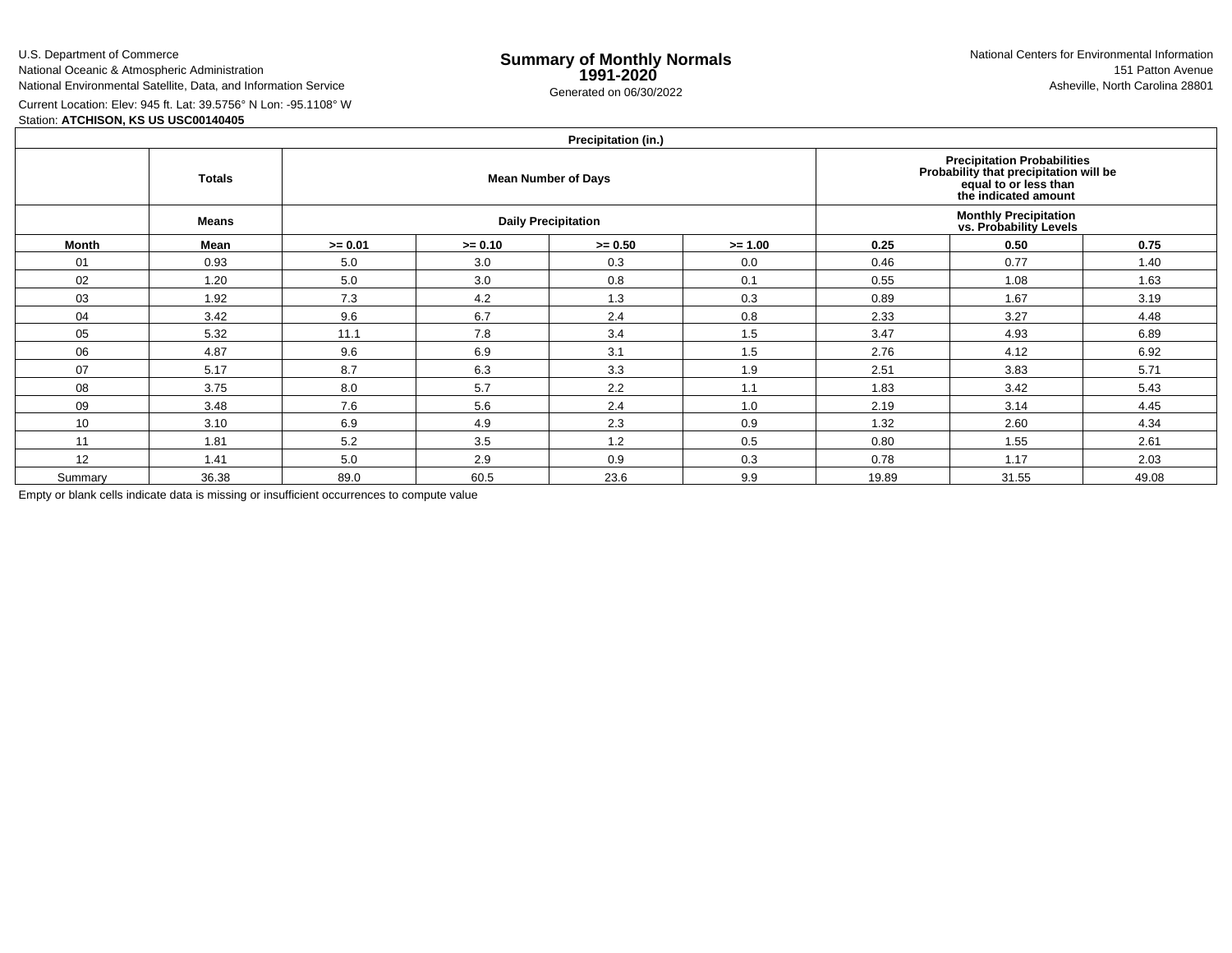U.S. Department of Commerce
National Oceanic & Atmospheric Administration
National Environmental Satellite, Data, and Information Service

# Summary of Monthly Normals 1991-2020

Generated on 06/30/2022

National Centers for Environmental Information
151 Patton Avenue
Asheville, North Carolina 28801

Current Location: Elev: 945 ft. Lat: 39.5756° N Lon: -95.1108° W
Station: **ATCHISON, KS US USC00140405**

| Precipitation (in.) | | | | | | | | |
|---|---|---|---|---|---|---|---|---|
| | **Totals** | **Mean Number of Days** | | | | **Precipitation Probabilities Probability that precipitation will be equal to or less than the indicated amount** | | |
| | **Means** | **Daily Precipitation** | | | | **Monthly Precipitation vs. Probability Levels** | | |
| **Month** | **Mean** | **>= 0.01** | **>= 0.10** | **>= 0.50** | **>= 1.00** | **0.25** | **0.50** | **0.75** |
| 01 | 0.93 | 5.0 | 3.0 | 0.3 | 0.0 | 0.46 | 0.77 | 1.40 |
| 02 | 1.20 | 5.0 | 3.0 | 0.8 | 0.1 | 0.55 | 1.08 | 1.63 |
| 03 | 1.92 | 7.3 | 4.2 | 1.3 | 0.3 | 0.89 | 1.67 | 3.19 |
| 04 | 3.42 | 9.6 | 6.7 | 2.4 | 0.8 | 2.33 | 3.27 | 4.48 |
| 05 | 5.32 | 11.1 | 7.8 | 3.4 | 1.5 | 3.47 | 4.93 | 6.89 |
| 06 | 4.87 | 9.6 | 6.9 | 3.1 | 1.5 | 2.76 | 4.12 | 6.92 |
| 07 | 5.17 | 8.7 | 6.3 | 3.3 | 1.9 | 2.51 | 3.83 | 5.71 |
| 08 | 3.75 | 8.0 | 5.7 | 2.2 | 1.1 | 1.83 | 3.42 | 5.43 |
| 09 | 3.48 | 7.6 | 5.6 | 2.4 | 1.0 | 2.19 | 3.14 | 4.45 |
| 10 | 3.10 | 6.9 | 4.9 | 2.3 | 0.9 | 1.32 | 2.60 | 4.34 |
| 11 | 1.81 | 5.2 | 3.5 | 1.2 | 0.5 | 0.80 | 1.55 | 2.61 |
| 12 | 1.41 | 5.0 | 2.9 | 0.9 | 0.3 | 0.78 | 1.17 | 2.03 |
| Summary | 36.38 | 89.0 | 60.5 | 23.6 | 9.9 | 19.89 | 31.55 | 49.08 |

Empty or blank cells indicate data is missing or insufficient occurrences to compute value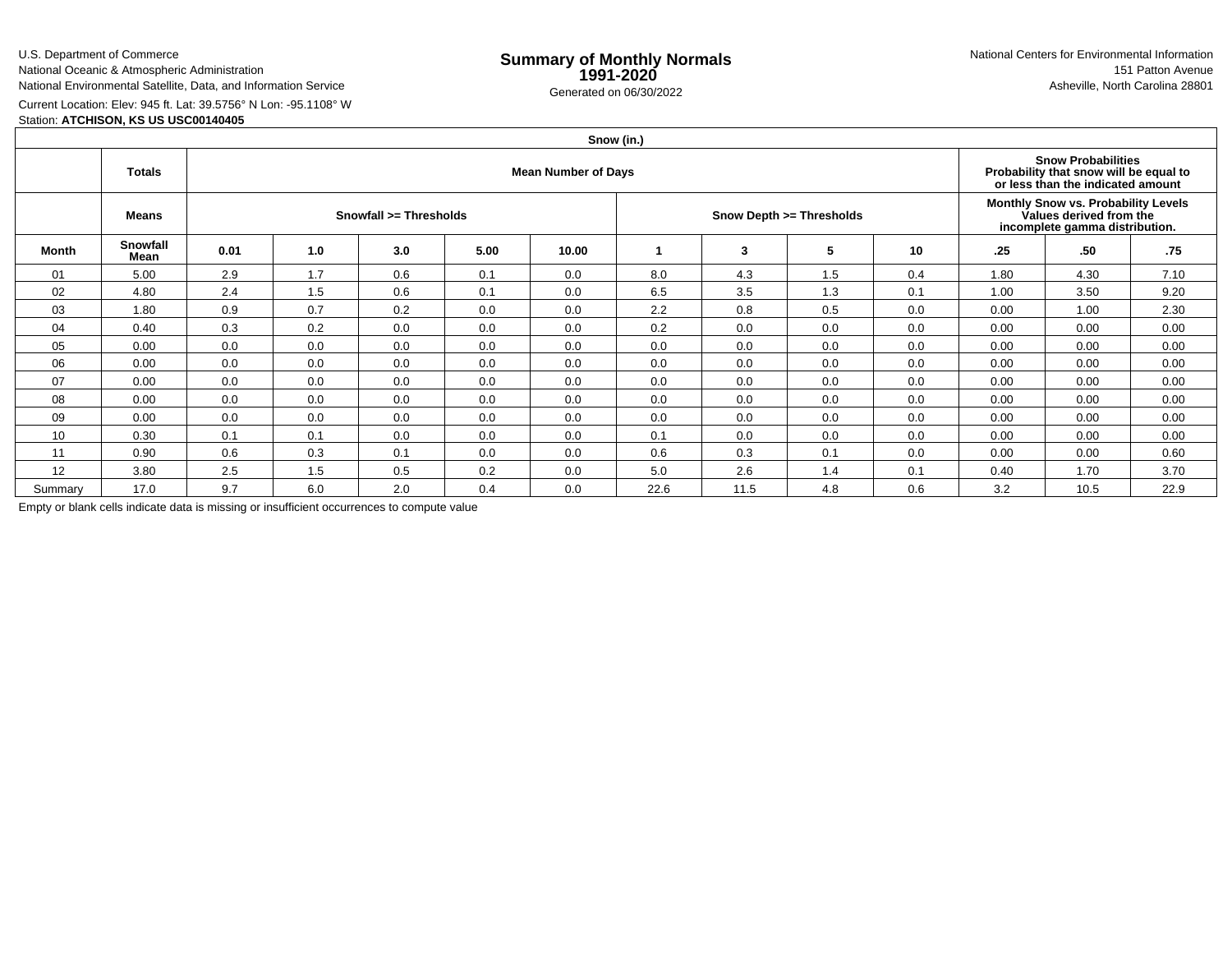U.S. Department of Commerce
National Oceanic & Atmospheric Administration
National Environmental Satellite, Data, and Information Service

# Summary of Monthly Normals 1991-2020

Generated on 06/30/2022

National Centers for Environmental Information
151 Patton Avenue
Asheville, North Carolina 28801

Current Location: Elev: 945 ft. Lat: 39.5756° N Lon: -95.1108° W
Station: **ATCHISON, KS US USC00140405**

| Snow (in.) | | | | | | | | | | | | |
|---|---|---|---|---|---|---|---|---|---|---|---|---|
| | **Totals** | **Mean Number of Days** | | | | | | | | | **Snow Probabilities Probability that snow will be equal to or less than the indicated amount** | | |
| | **Means** | **Snowfall >= Thresholds** | | | | | **Snow Depth >= Thresholds** | | | | **Monthly Snow vs. Probability Levels Values derived from the incomplete gamma distribution.** | | |
| **Month** | **Snowfall Mean** | **0.01** | **1.0** | **3.0** | **5.00** | **10.00** | **1** | **3** | **5** | **10** | **.25** | **.50** | **.75** |
| 01 | 5.00 | 2.9 | 1.7 | 0.6 | 0.1 | 0.0 | 8.0 | 4.3 | 1.5 | 0.4 | 1.80 | 4.30 | 7.10 |
| 02 | 4.80 | 2.4 | 1.5 | 0.6 | 0.1 | 0.0 | 6.5 | 3.5 | 1.3 | 0.1 | 1.00 | 3.50 | 9.20 |
| 03 | 1.80 | 0.9 | 0.7 | 0.2 | 0.0 | 0.0 | 2.2 | 0.8 | 0.5 | 0.0 | 0.00 | 1.00 | 2.30 |
| 04 | 0.40 | 0.3 | 0.2 | 0.0 | 0.0 | 0.0 | 0.2 | 0.0 | 0.0 | 0.0 | 0.00 | 0.00 | 0.00 |
| 05 | 0.00 | 0.0 | 0.0 | 0.0 | 0.0 | 0.0 | 0.0 | 0.0 | 0.0 | 0.0 | 0.00 | 0.00 | 0.00 |
| 06 | 0.00 | 0.0 | 0.0 | 0.0 | 0.0 | 0.0 | 0.0 | 0.0 | 0.0 | 0.0 | 0.00 | 0.00 | 0.00 |
| 07 | 0.00 | 0.0 | 0.0 | 0.0 | 0.0 | 0.0 | 0.0 | 0.0 | 0.0 | 0.0 | 0.00 | 0.00 | 0.00 |
| 08 | 0.00 | 0.0 | 0.0 | 0.0 | 0.0 | 0.0 | 0.0 | 0.0 | 0.0 | 0.0 | 0.00 | 0.00 | 0.00 |
| 09 | 0.00 | 0.0 | 0.0 | 0.0 | 0.0 | 0.0 | 0.0 | 0.0 | 0.0 | 0.0 | 0.00 | 0.00 | 0.00 |
| 10 | 0.30 | 0.1 | 0.1 | 0.0 | 0.0 | 0.0 | 0.1 | 0.0 | 0.0 | 0.0 | 0.00 | 0.00 | 0.00 |
| 11 | 0.90 | 0.6 | 0.3 | 0.1 | 0.0 | 0.0 | 0.6 | 0.3 | 0.1 | 0.0 | 0.00 | 0.00 | 0.60 |
| 12 | 3.80 | 2.5 | 1.5 | 0.5 | 0.2 | 0.0 | 5.0 | 2.6 | 1.4 | 0.1 | 0.40 | 1.70 | 3.70 |
| Summary | 17.0 | 9.7 | 6.0 | 2.0 | 0.4 | 0.0 | 22.6 | 11.5 | 4.8 | 0.6 | 3.2 | 10.5 | 22.9 |

Empty or blank cells indicate data is missing or insufficient occurrences to compute value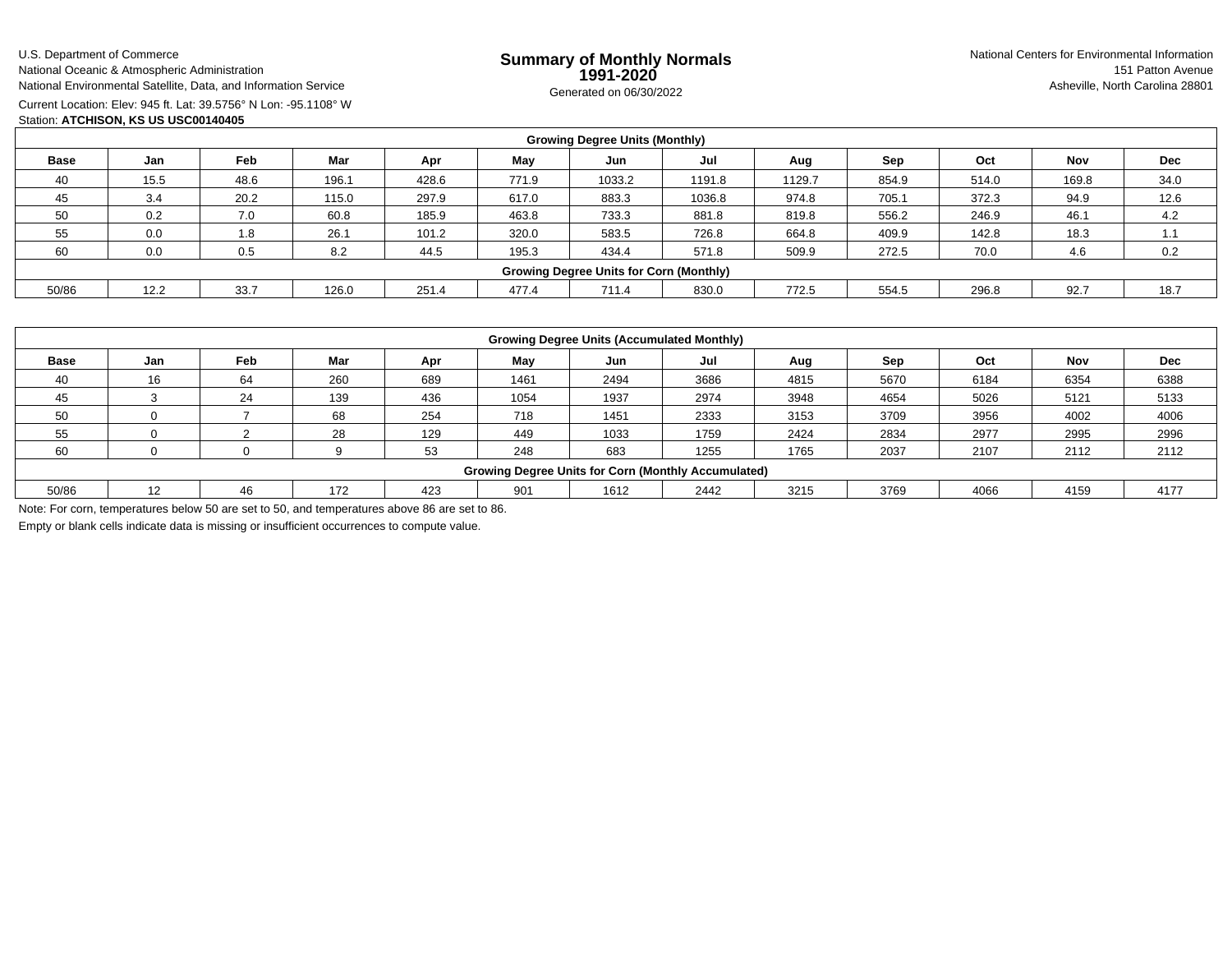U.S. Department of Commerce
National Oceanic & Atmospheric Administration
National Environmental Satellite, Data, and Information Service

# Summary of Monthly Normals 1991-2020

Generated on 06/30/2022

National Centers for Environmental Information
151 Patton Avenue
Asheville, North Carolina 28801

Current Location: Elev: 945 ft. Lat: 39.5756° N Lon: -95.1108° W
Station: **ATCHISON, KS US USC00140405**

| Growing Degree Units (Monthly) | | | | | | | | | | | | |
|---|---|---|---|---|---|---|---|---|---|---|---|---|
| **Base** | **Jan** | **Feb** | **Mar** | **Apr** | **May** | **Jun** | **Jul** | **Aug** | **Sep** | **Oct** | **Nov** | **Dec** |
| 40 | 15.5 | 48.6 | 196.1 | 428.6 | 771.9 | 1033.2 | 1191.8 | 1129.7 | 854.9 | 514.0 | 169.8 | 34.0 |
| 45 | 3.4 | 20.2 | 115.0 | 297.9 | 617.0 | 883.3 | 1036.8 | 974.8 | 705.1 | 372.3 | 94.9 | 12.6 |
| 50 | 0.2 | 7.0 | 60.8 | 185.9 | 463.8 | 733.3 | 881.8 | 819.8 | 556.2 | 246.9 | 46.1 | 4.2 |
| 55 | 0.0 | 1.8 | 26.1 | 101.2 | 320.0 | 583.5 | 726.8 | 664.8 | 409.9 | 142.8 | 18.3 | 1.1 |
| 60 | 0.0 | 0.5 | 8.2 | 44.5 | 195.3 | 434.4 | 571.8 | 509.9 | 272.5 | 70.0 | 4.6 | 0.2 |
| **Growing Degree Units for Corn (Monthly)** | | | | | | | | | | | | |
| 50/86 | 12.2 | 33.7 | 126.0 | 251.4 | 477.4 | 711.4 | 830.0 | 772.5 | 554.5 | 296.8 | 92.7 | 18.7 |

| Growing Degree Units (Accumulated Monthly) | | | | | | | | | | | | |
|---|---|---|---|---|---|---|---|---|---|---|---|---|
| **Base** | **Jan** | **Feb** | **Mar** | **Apr** | **May** | **Jun** | **Jul** | **Aug** | **Sep** | **Oct** | **Nov** | **Dec** |
| 40 | 16 | 64 | 260 | 689 | 1461 | 2494 | 3686 | 4815 | 5670 | 6184 | 6354 | 6388 |
| 45 | 3 | 24 | 139 | 436 | 1054 | 1937 | 2974 | 3948 | 4654 | 5026 | 5121 | 5133 |
| 50 | 0 | 7 | 68 | 254 | 718 | 1451 | 2333 | 3153 | 3709 | 3956 | 4002 | 4006 |
| 55 | 0 | 2 | 28 | 129 | 449 | 1033 | 1759 | 2424 | 2834 | 2977 | 2995 | 2996 |
| 60 | 0 | 0 | 9 | 53 | 248 | 683 | 1255 | 1765 | 2037 | 2107 | 2112 | 2112 |
| **Growing Degree Units for Corn (Monthly Accumulated)** | | | | | | | | | | | | |
| 50/86 | 12 | 46 | 172 | 423 | 901 | 1612 | 2442 | 3215 | 3769 | 4066 | 4159 | 4177 |

Note: For corn, temperatures below 50 are set to 50, and temperatures above 86 are set to 86.

Empty or blank cells indicate data is missing or insufficient occurrences to compute value.